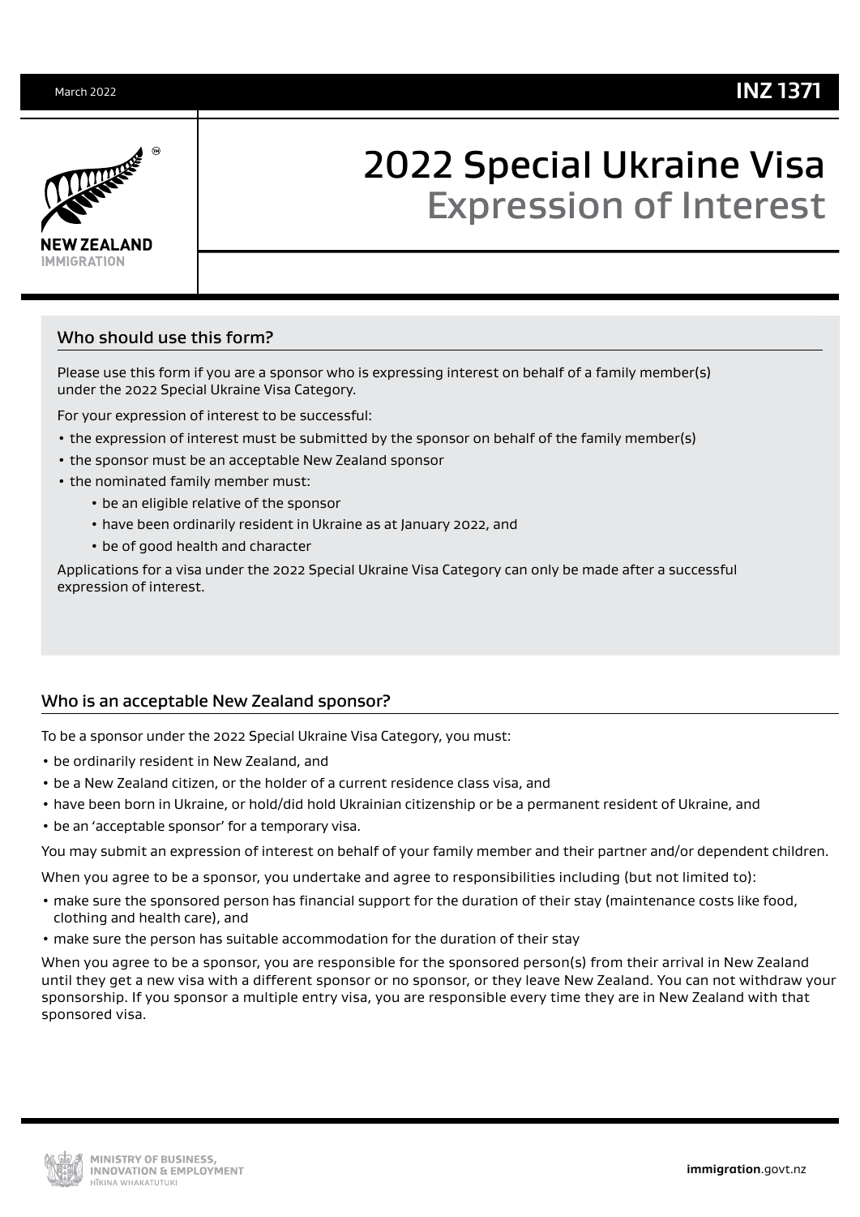March 2022

**INZ 1371**

# 2022 Special Ukraine Visa
## Expression of Interest

### Who should use this form?

Please use this form if you are a sponsor who is expressing interest on behalf of a family member(s) under the 2022 Special Ukraine Visa Category.

For your expression of interest to be successful:

- the expression of interest must be submitted by the sponsor on behalf of the family member(s)
- the sponsor must be an acceptable New Zealand sponsor
- the nominated family member must:
  - be an eligible relative of the sponsor
  - have been ordinarily resident in Ukraine as at January 2022, and
  - be of good health and character

Applications for a visa under the 2022 Special Ukraine Visa Category can only be made after a successful expression of interest.

### Who is an acceptable New Zealand sponsor?

To be a sponsor under the 2022 Special Ukraine Visa Category, you must:

- be ordinarily resident in New Zealand, and
- be a New Zealand citizen, or the holder of a current residence class visa, and
- have been born in Ukraine, or hold/did hold Ukrainian citizenship or be a permanent resident of Ukraine, and
- be an 'acceptable sponsor' for a temporary visa.

You may submit an expression of interest on behalf of your family member and their partner and/or dependent children.

When you agree to be a sponsor, you undertake and agree to responsibilities including (but not limited to):

- make sure the sponsored person has financial support for the duration of their stay (maintenance costs like food, clothing and health care), and
- make sure the person has suitable accommodation for the duration of their stay

When you agree to be a sponsor, you are responsible for the sponsored person(s) from their arrival in New Zealand until they get a new visa with a different sponsor or no sponsor, or they leave New Zealand. You can not withdraw your sponsorship. If you sponsor a multiple entry visa, you are responsible every time they are in New Zealand with that sponsored visa.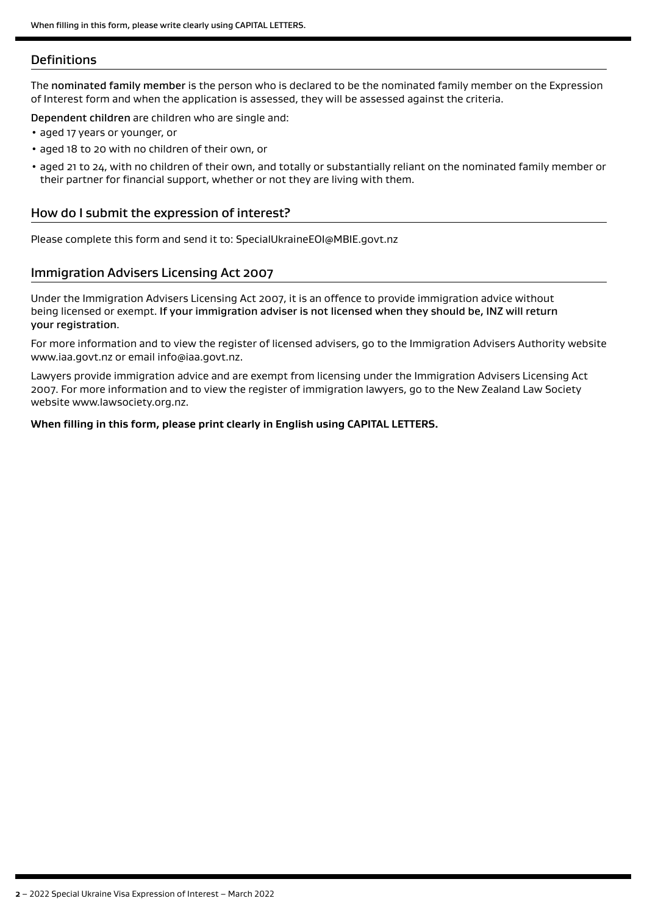## Definitions

The **nominated family member** is the person who is declared to be the nominated family member on the Expression of Interest form and when the application is assessed, they will be assessed against the criteria.

**Dependent children** are children who are single and:

- aged 17 years or younger, or
- aged 18 to 20 with no children of their own, or
- aged 21 to 24, with no children of their own, and totally or substantially reliant on the nominated family member or their partner for financial support, whether or not they are living with them.

## How do I submit the expression of interest?

Please complete this form and send it to: SpecialUkraineEOI@MBIE.govt.nz

## Immigration Advisers Licensing Act 2007

Under the Immigration Advisers Licensing Act 2007, it is an offence to provide immigration advice without being licensed or exempt. **If your immigration adviser is not licensed when they should be, INZ will return your registration**.

For more information and to view the register of licensed advisers, go to the Immigration Advisers Authority website www.iaa.govt.nz or email info@iaa.govt.nz.

Lawyers provide immigration advice and are exempt from licensing under the Immigration Advisers Licensing Act 2007. For more information and to view the register of immigration lawyers, go to the New Zealand Law Society website www.lawsociety.org.nz.

**When filling in this form, please print clearly in English using CAPITAL LETTERS.**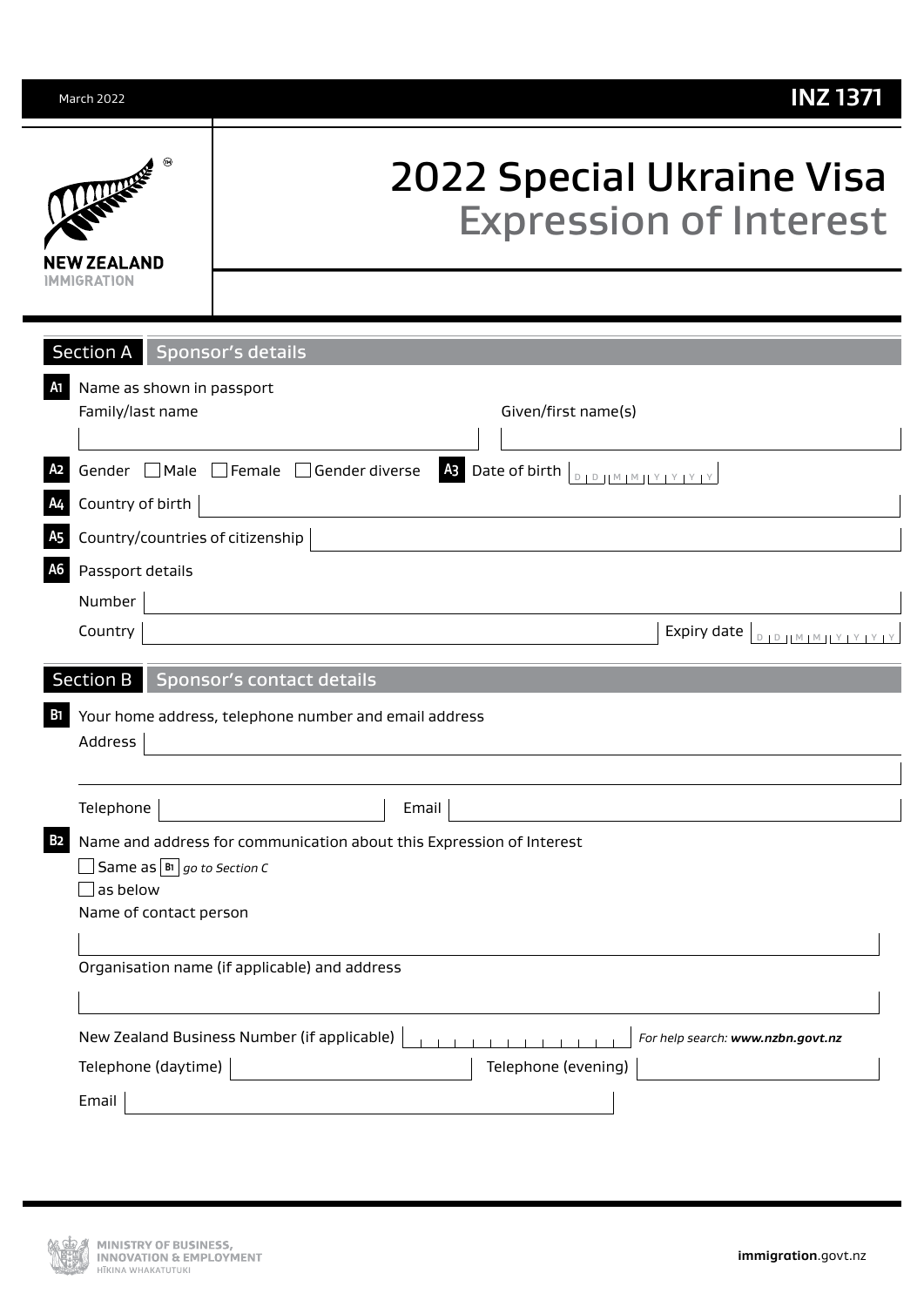March 2022 **INZ 1371**

# 2022 Special Ukraine Visa
## Expression of Interest

## Section A Sponsor's details

**A1** Name as shown in passport

Family/last name ______________________ Given/first name(s) ______________________

**A2** Gender ☐ Male ☐ Female ☐ Gender diverse

**A3** Date of birth D D M M Y Y Y Y

**A4** Country of birth ______________________

**A5** Country/countries of citizenship ______________________

**A6** Passport details

Number ______________________

Country ______________________ Expiry date D D M M Y Y Y Y

## Section B Sponsor's contact details

**B1** Your home address, telephone number and email address

Address ______________________

Telephone ______________________ Email ______________________

**B2** Name and address for communication about this Expression of Interest

☐ Same as **B1** *go to Section C*

☐ as below

Name of contact person

______________________

Organisation name (if applicable) and address

______________________

New Zealand Business Number (if applicable) ______________________ *For help search: **www.nzbn.govt.nz***

Telephone (daytime) ______________________ Telephone (evening) ______________________

Email ______________________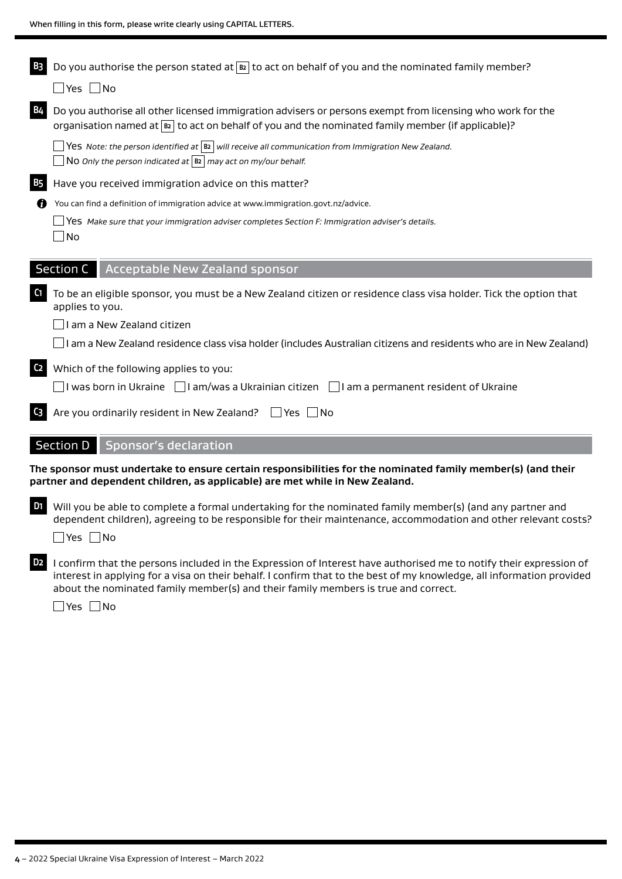When filling in this form, please write clearly using CAPITAL LETTERS.

**B3** Do you authorise the person stated at **B2** to act on behalf of you and the nominated family member?

☐ Yes ☐ No

**B4** Do you authorise all other licensed immigration advisers or persons exempt from licensing who work for the organisation named at **B2** to act on behalf of you and the nominated family member (if applicable)?

☐ Yes *Note: the person identified at* **B2** *will receive all communication from Immigration New Zealand.*

☐ No *Only the person indicated at* **B2** *may act on my/our behalf.*

**B5** Have you received immigration advice on this matter?

ℹ You can find a definition of immigration advice at www.immigration.govt.nz/advice.

☐ Yes *Make sure that your immigration adviser completes Section F: Immigration adviser's details.*

☐ No

## Section C Acceptable New Zealand sponsor

**C1** To be an eligible sponsor, you must be a New Zealand citizen or residence class visa holder. Tick the option that applies to you.

☐ I am a New Zealand citizen

☐ I am a New Zealand residence class visa holder (includes Australian citizens and residents who are in New Zealand)

**C2** Which of the following applies to you:

☐ I was born in Ukraine ☐ I am/was a Ukrainian citizen ☐ I am a permanent resident of Ukraine

**C3** Are you ordinarily resident in New Zealand? ☐ Yes ☐ No

## Section D Sponsor's declaration

**The sponsor must undertake to ensure certain responsibilities for the nominated family member(s) (and their partner and dependent children, as applicable) are met while in New Zealand.**

**D1** Will you be able to complete a formal undertaking for the nominated family member(s) (and any partner and dependent children), agreeing to be responsible for their maintenance, accommodation and other relevant costs?

☐ Yes ☐ No

**D2** I confirm that the persons included in the Expression of Interest have authorised me to notify their expression of interest in applying for a visa on their behalf. I confirm that to the best of my knowledge, all information provided about the nominated family member(s) and their family members is true and correct.

☐ Yes ☐ No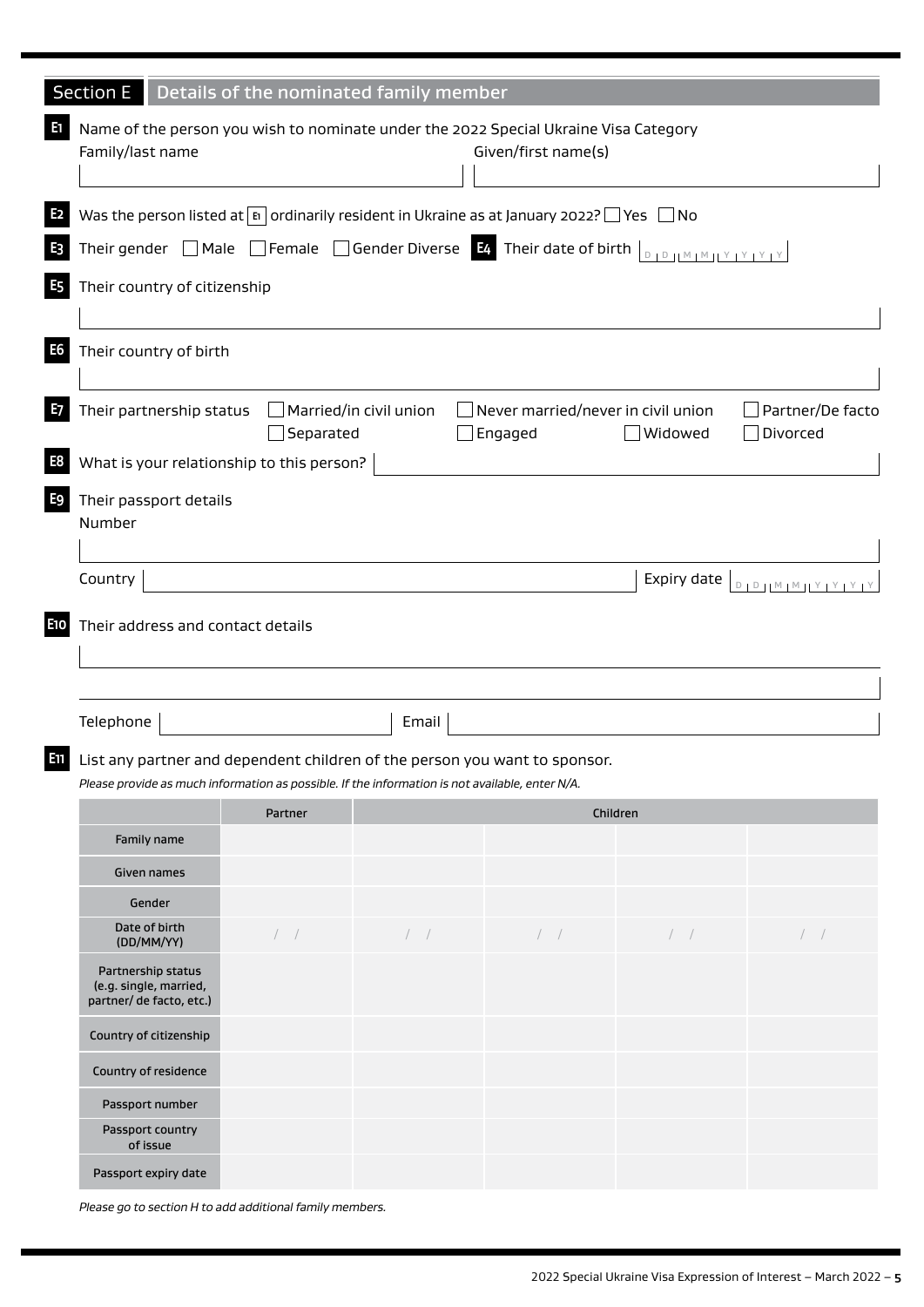## Section E Details of the nominated family member

**E1** Name of the person you wish to nominate under the 2022 Special Ukraine Visa Category

Family/last name Given/first name(s)

**E2** Was the person listed at E1 ordinarily resident in Ukraine as at January 2022? ☐ Yes ☐ No

**E3** Their gender ☐ Male ☐ Female ☐ Gender Diverse **E4** Their date of birth DD MM YYYY

**E5** Their country of citizenship

**E6** Their country of birth

**E7** Their partnership status ☐ Married/in civil union ☐ Never married/never in civil union ☐ Partner/De facto ☐ Separated ☐ Engaged ☐ Widowed ☐ Divorced

**E8** What is your relationship to this person?

**E9** Their passport details

Number

Country Expiry date DD MM YYYY

**E10** Their address and contact details

Telephone Email

**E11** List any partner and dependent children of the person you want to sponsor.

*Please provide as much information as possible. If the information is not available, enter N/A.*

| | Partner | Children | | | |
|---|---|---|---|---|---|
| Family name | | | | | |
| Given names | | | | | |
| Gender | | | | | |
| Date of birth (DD/MM/YY) | / / | / / | / / | / / | / / |
| Partnership status (e.g. single, married, partner/ de facto, etc.) | | | | | |
| Country of citizenship | | | | | |
| Country of residence | | | | | |
| Passport number | | | | | |
| Passport country of issue | | | | | |
| Passport expiry date | | | | | |

*Please go to section H to add additional family members.*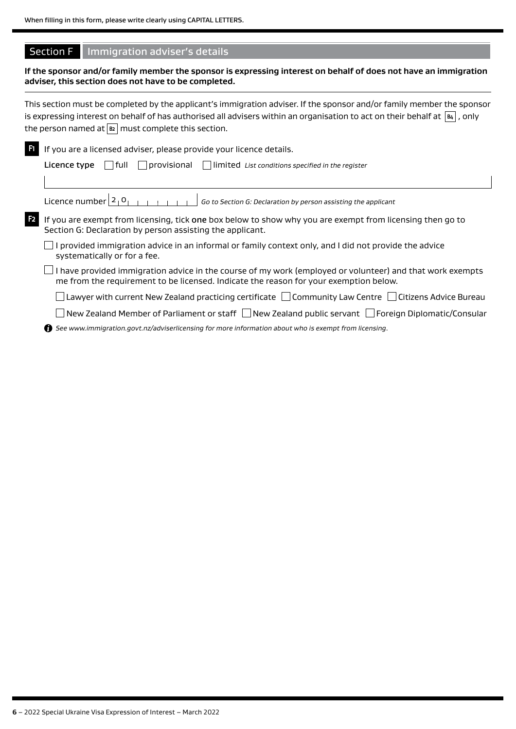When filling in this form, please write clearly using CAPITAL LETTERS.

## Section F Immigration adviser's details

**If the sponsor and/or family member the sponsor is expressing interest on behalf of does not have an immigration adviser, this section does not have to be completed.**

This section must be completed by the applicant's immigration adviser. If the sponsor and/or family member the sponsor is expressing interest on behalf of has authorised all advisers within an organisation to act on their behalf at **B4**, only the person named at **B2** must complete this section.

**F1** If you are a licensed adviser, please provide your licence details.

**Licence type** ☐ full ☐ provisional ☐ limited *List conditions specified in the register*

Licence number 2 0 _ _ _ _ _ _ _ _ *Go to Section G: Declaration by person assisting the applicant*

**F2** If you are exempt from licensing, tick **one** box below to show why you are exempt from licensing then go to Section G: Declaration by person assisting the applicant.

☐ I provided immigration advice in an informal or family context only, and I did not provide the advice systematically or for a fee.

☐ I have provided immigration advice in the course of my work (employed or volunteer) and that work exempts me from the requirement to be licensed. Indicate the reason for your exemption below.

☐ Lawyer with current New Zealand practicing certificate ☐ Community Law Centre ☐ Citizens Advice Bureau

☐ New Zealand Member of Parliament or staff ☐ New Zealand public servant ☐ Foreign Diplomatic/Consular

*See www.immigration.govt.nz/adviserlicensing for more information about who is exempt from licensing.*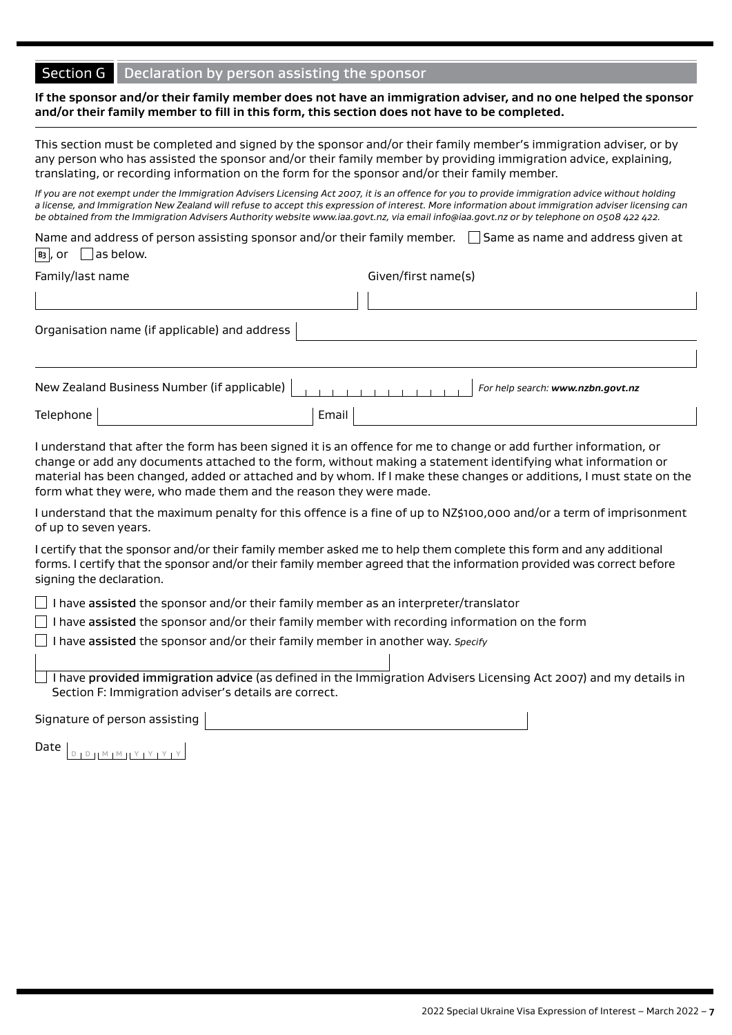## Section G Declaration by person assisting the sponsor

**If the sponsor and/or their family member does not have an immigration adviser, and no one helped the sponsor and/or their family member to fill in this form, this section does not have to be completed.**

This section must be completed and signed by the sponsor and/or their family member's immigration adviser, or by any person who has assisted the sponsor and/or their family member by providing immigration advice, explaining, translating, or recording information on the form for the sponsor and/or their family member.

*If you are not exempt under the Immigration Advisers Licensing Act 2007, it is an offence for you to provide immigration advice without holding a license, and Immigration New Zealand will refuse to accept this expression of interest. More information about immigration adviser licensing can be obtained from the Immigration Advisers Authority website www.iaa.govt.nz, via email info@iaa.govt.nz or by telephone on 0508 422 422.*

Name and address of person assisting sponsor and/or their family member. ☐ Same as name and address given at B3, or ☐ as below.

Family/last name ____________________ Given/first name(s) ____________________

Organisation name (if applicable) and address ____________________

New Zealand Business Number (if applicable) ____________________ *For help search: **www.nzbn.govt.nz***

Telephone ____________________ Email ____________________

I understand that after the form has been signed it is an offence for me to change or add further information, or change or add any documents attached to the form, without making a statement identifying what information or material has been changed, added or attached and by whom. If I make these changes or additions, I must state on the form what they were, who made them and the reason they were made.

I understand that the maximum penalty for this offence is a fine of up to NZ$100,000 and/or a term of imprisonment of up to seven years.

I certify that the sponsor and/or their family member asked me to help them complete this form and any additional forms. I certify that the sponsor and/or their family member agreed that the information provided was correct before signing the declaration.

☐ I have **assisted** the sponsor and/or their family member as an interpreter/translator

☐ I have **assisted** the sponsor and/or their family member with recording information on the form

☐ I have **assisted** the sponsor and/or their family member in another way. *Specify* ____________________

☐ I have **provided immigration advice** (as defined in the Immigration Advisers Licensing Act 2007) and my details in Section F: Immigration adviser's details are correct.

Signature of person assisting ____________________

Date DD MM YYYY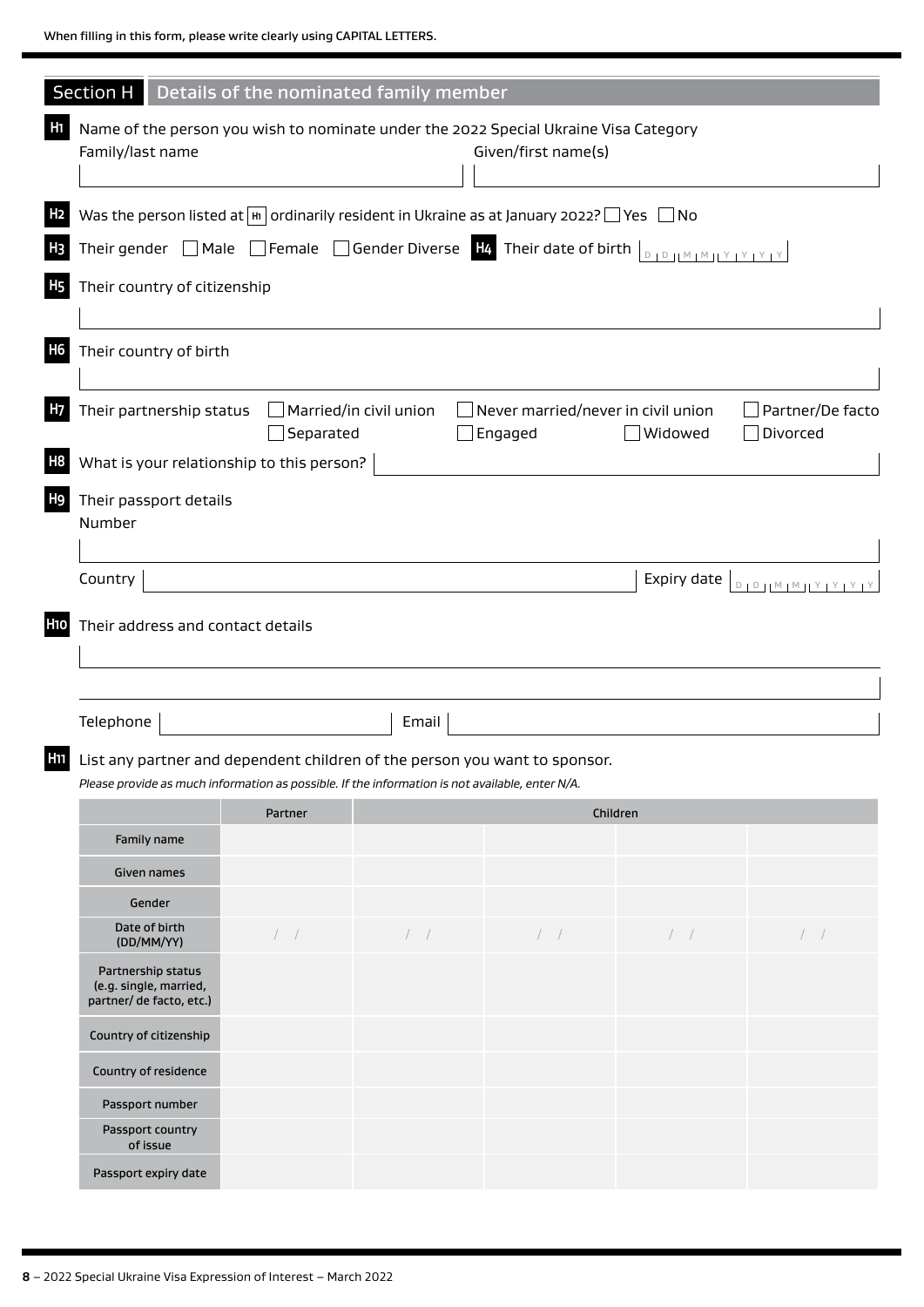When filling in this form, please write clearly using CAPITAL LETTERS.

## Section H Details of the nominated family member

**H1** Name of the person you wish to nominate under the 2022 Special Ukraine Visa Category

Family/last name

Given/first name(s)

**H2** Was the person listed at H1 ordinarily resident in Ukraine as at January 2022? ☐ Yes ☐ No

**H3** Their gender ☐ Male ☐ Female ☐ Gender Diverse

**H4** Their date of birth DD MM YYYY

**H5** Their country of citizenship

**H6** Their country of birth

**H7** Their partnership status ☐ Married/in civil union ☐ Never married/never in civil union ☐ Partner/De facto ☐ Separated ☐ Engaged ☐ Widowed ☐ Divorced

**H8** What is your relationship to this person?

**H9** Their passport details

Number

Country

Expiry date DD MM YYYY

**H10** Their address and contact details

Telephone

Email

**H11** List any partner and dependent children of the person you want to sponsor.

*Please provide as much information as possible. If the information is not available, enter N/A.*

| | Partner | Children | | | |
|---|---|---|---|---|---|
| Family name | | | | | |
| Given names | | | | | |
| Gender | | | | | |
| Date of birth (DD/MM/YY) | / / | / / | / / | / / | / / |
| Partnership status (e.g. single, married, partner/ de facto, etc.) | | | | | |
| Country of citizenship | | | | | |
| Country of residence | | | | | |
| Passport number | | | | | |
| Passport country of issue | | | | | |
| Passport expiry date | | | | | |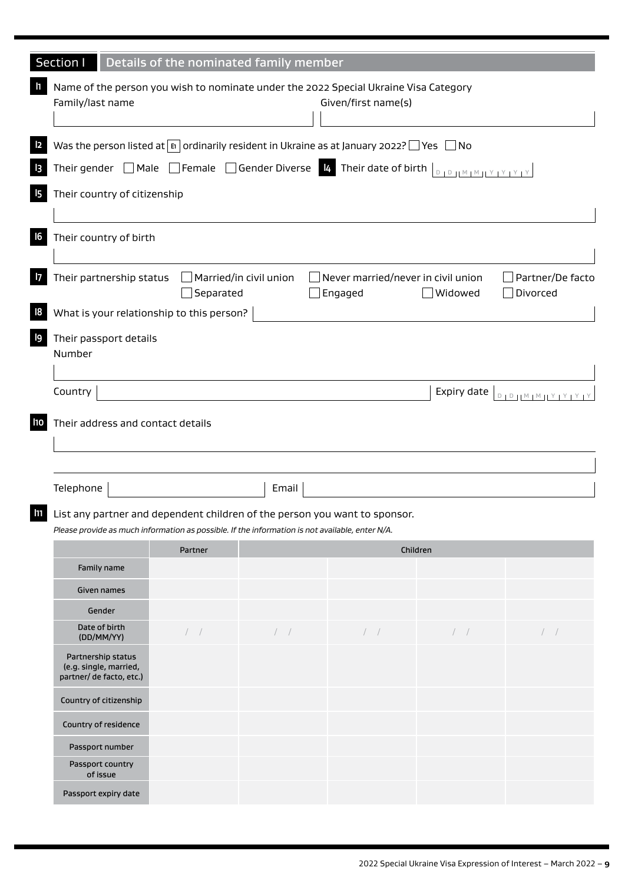## Section I Details of the nominated family member

**I1** Name of the person you wish to nominate under the 2022 Special Ukraine Visa Category

Family/last name | Given/first name(s)

**I2** Was the person listed at E1 ordinarily resident in Ukraine as at January 2022? ☐ Yes ☐ No

**I3** Their gender ☐ Male ☐ Female ☐ Gender Diverse

**I4** Their date of birth D D M M Y Y Y Y

**I5** Their country of citizenship

**I6** Their country of birth

**I7** Their partnership status ☐ Married/in civil union ☐ Never married/never in civil union ☐ Partner/De facto ☐ Separated ☐ Engaged ☐ Widowed ☐ Divorced

**I8** What is your relationship to this person?

**I9** Their passport details

Number

Country

Expiry date D D M M Y Y Y Y

**I10** Their address and contact details

Telephone

Email

**I11** List any partner and dependent children of the person you want to sponsor.

*Please provide as much information as possible. If the information is not available, enter N/A.*

| | Partner | Children | | | |
|---|---|---|---|---|---|
| Family name | | | | | |
| Given names | | | | | |
| Gender | | | | | |
| Date of birth (DD/MM/YY) | / / | / / | / / | / / | / / |
| Partnership status (e.g. single, married, partner/ de facto, etc.) | | | | | |
| Country of citizenship | | | | | |
| Country of residence | | | | | |
| Passport number | | | | | |
| Passport country of issue | | | | | |
| Passport expiry date | | | | | |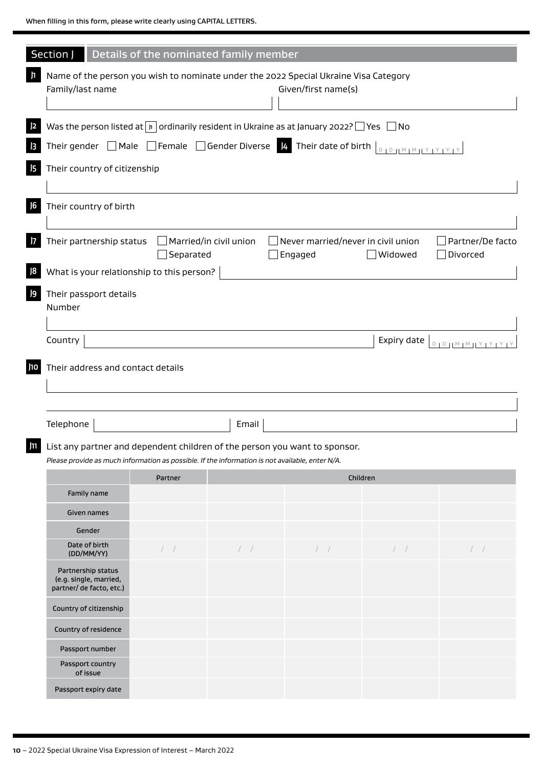When filling in this form, please write clearly using CAPITAL LETTERS.

## Section J Details of the nominated family member

**J1** Name of the person you wish to nominate under the 2022 Special Ukraine Visa Category

Family/last name

Given/first name(s)

**J2** Was the person listed at J1 ordinarily resident in Ukraine as at January 2022? ☐ Yes ☐ No

**J3** Their gender ☐ Male ☐ Female ☐ Gender Diverse

**J4** Their date of birth DD MM YYYY

**J5** Their country of citizenship

**J6** Their country of birth

**J7** Their partnership status ☐ Married/in civil union ☐ Never married/never in civil union ☐ Partner/De facto ☐ Separated ☐ Engaged ☐ Widowed ☐ Divorced

**J8** What is your relationship to this person?

**J9** Their passport details

Number

Country

Expiry date DD MM YYYY

**J10** Their address and contact details

Telephone

Email

**J11** List any partner and dependent children of the person you want to sponsor.

*Please provide as much information as possible. If the information is not available, enter N/A.*

| | Partner | Children | | | |
|---|---|---|---|---|---|
| Family name | | | | | |
| Given names | | | | | |
| Gender | | | | | |
| Date of birth (DD/MM/YY) | / / | / / | / / | / / | / / |
| Partnership status (e.g. single, married, partner/ de facto, etc.) | | | | | |
| Country of citizenship | | | | | |
| Country of residence | | | | | |
| Passport number | | | | | |
| Passport country of issue | | | | | |
| Passport expiry date | | | | | |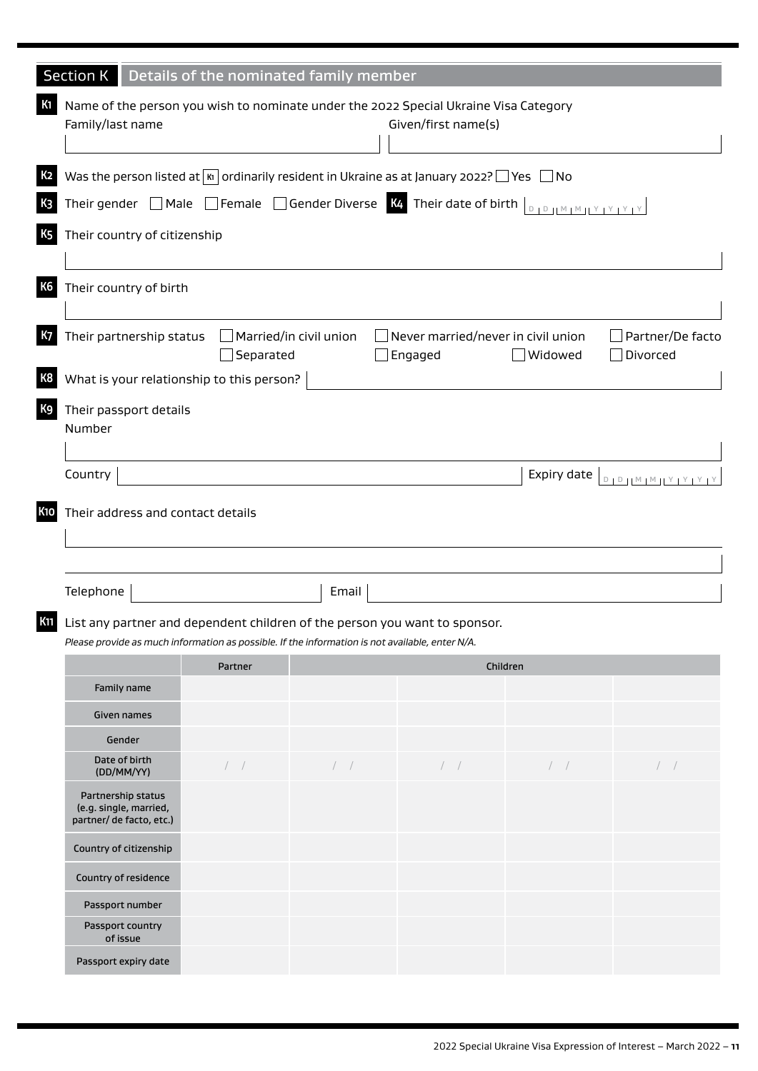## Section K Details of the nominated family member

**K1** Name of the person you wish to nominate under the 2022 Special Ukraine Visa Category

Family/last name

Given/first name(s)

**K2** Was the person listed at K1 ordinarily resident in Ukraine as at January 2022? ☐ Yes ☐ No

**K3** Their gender ☐ Male ☐ Female ☐ Gender Diverse

**K4** Their date of birth D D M M Y Y Y Y

**K5** Their country of citizenship

**K6** Their country of birth

**K7** Their partnership status ☐ Married/in civil union ☐ Never married/never in civil union ☐ Partner/De facto ☐ Separated ☐ Engaged ☐ Widowed ☐ Divorced

**K8** What is your relationship to this person?

**K9** Their passport details

Number

Country

Expiry date D D M M Y Y Y Y

**K10** Their address and contact details

Telephone

Email

**K11** List any partner and dependent children of the person you want to sponsor.

*Please provide as much information as possible. If the information is not available, enter N/A.*

| | Partner | Children | | | |
|---|---|---|---|---|---|
| Family name | | | | | |
| Given names | | | | | |
| Gender | | | | | |
| Date of birth (DD/MM/YY) | / / | / / | / / | / / | / / |
| Partnership status (e.g. single, married, partner/ de facto, etc.) | | | | | |
| Country of citizenship | | | | | |
| Country of residence | | | | | |
| Passport number | | | | | |
| Passport country of issue | | | | | |
| Passport expiry date | | | | | |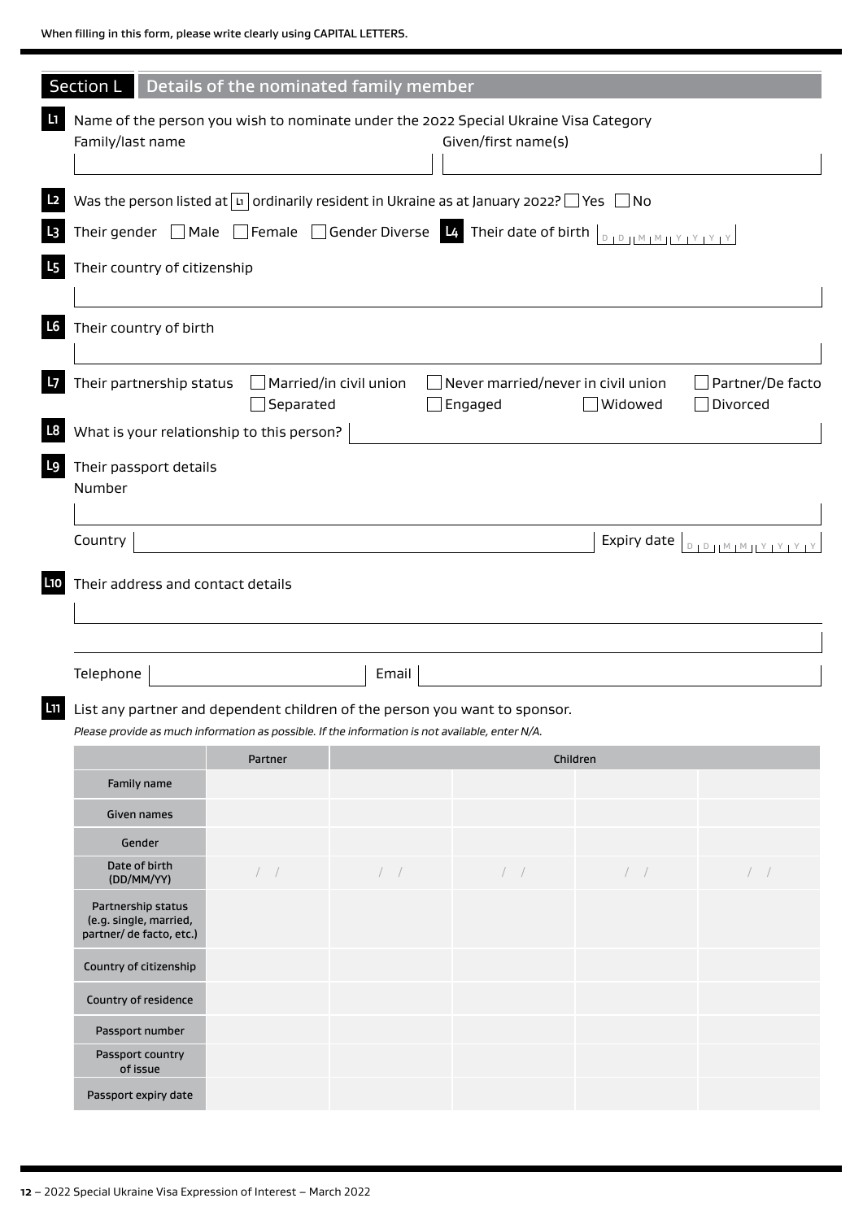When filling in this form, please write clearly using CAPITAL LETTERS.

## Section L Details of the nominated family member

**L1** Name of the person you wish to nominate under the 2022 Special Ukraine Visa Category

Family/last name

Given/first name(s)

**L2** Was the person listed at L1 ordinarily resident in Ukraine as at January 2022? ☐ Yes ☐ No

**L3** Their gender ☐ Male ☐ Female ☐ Gender Diverse

**L4** Their date of birth D D M M Y Y Y Y

**L5** Their country of citizenship

**L6** Their country of birth

**L7** Their partnership status ☐ Married/in civil union ☐ Never married/never in civil union ☐ Partner/De facto ☐ Separated ☐ Engaged ☐ Widowed ☐ Divorced

**L8** What is your relationship to this person?

**L9** Their passport details

Number

Country

Expiry date D D M M Y Y Y Y

**L10** Their address and contact details

Telephone

Email

**L11** List any partner and dependent children of the person you want to sponsor.

*Please provide as much information as possible. If the information is not available, enter N/A.*

| | Partner | Children | | | |
|---|---|---|---|---|---|
| Family name | | | | | |
| Given names | | | | | |
| Gender | | | | | |
| Date of birth (DD/MM/YY) | / / | / / | / / | / / | / / |
| Partnership status (e.g. single, married, partner/ de facto, etc.) | | | | | |
| Country of citizenship | | | | | |
| Country of residence | | | | | |
| Passport number | | | | | |
| Passport country of issue | | | | | |
| Passport expiry date | | | | | |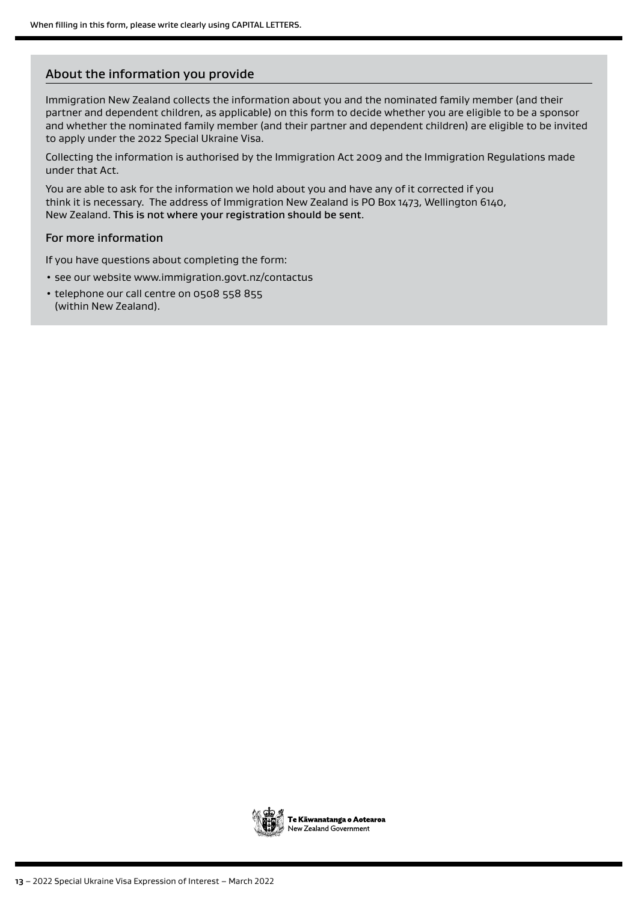## About the information you provide

Immigration New Zealand collects the information about you and the nominated family member (and their partner and dependent children, as applicable) on this form to decide whether you are eligible to be a sponsor and whether the nominated family member (and their partner and dependent children) are eligible to be invited to apply under the 2022 Special Ukraine Visa.

Collecting the information is authorised by the Immigration Act 2009 and the Immigration Regulations made under that Act.

You are able to ask for the information we hold about you and have any of it corrected if you think it is necessary. The address of Immigration New Zealand is PO Box 1473, Wellington 6140, New Zealand. **This is not where your registration should be sent**.

### For more information

If you have questions about completing the form:

- see our website www.immigration.govt.nz/contactus
- telephone our call centre on 0508 558 855 (within New Zealand).

Te Kāwanatanga o Aotearoa
New Zealand Government